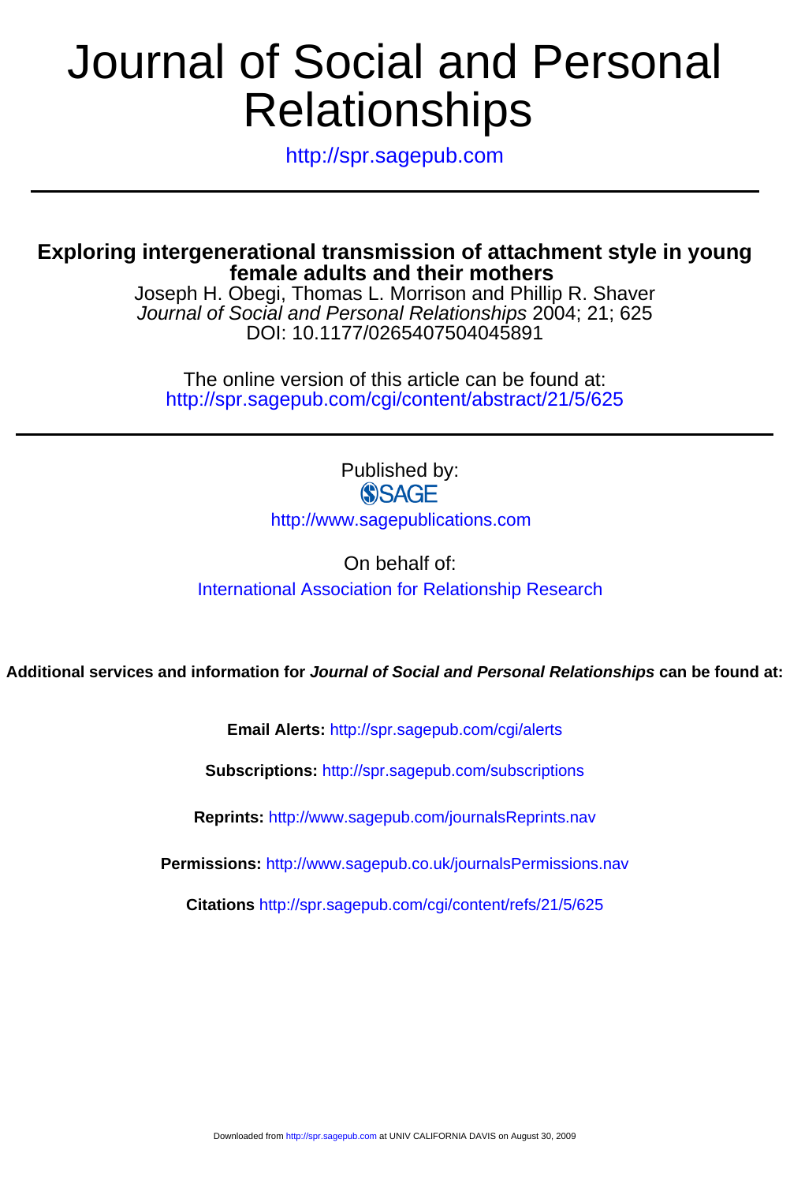# Journal of Social and Personal Relationships

http://spr.sagepub.com

## Exploring intergenerational transmission of attachment style in young female adults and their mothers

Joseph H. Obegi, Thomas L. Morrison and Phillip R. Shaver

*Journal of Social and Personal Relationships* 2004; 21; 625

DOI: 10.1177/0265407504045891

The online version of this article can be found at:
http://spr.sagepub.com/cgi/content/abstract/21/5/625

Published by:

SAGE

http://www.sagepublications.com

On behalf of:

International Association for Relationship Research

**Additional services and information for *Journal of Social and Personal Relationships* can be found at:**

**Email Alerts:** http://spr.sagepub.com/cgi/alerts

**Subscriptions:** http://spr.sagepub.com/subscriptions

**Reprints:** http://www.sagepub.com/journalsReprints.nav

**Permissions:** http://www.sagepub.co.uk/journalsPermissions.nav

**Citations** http://spr.sagepub.com/cgi/content/refs/21/5/625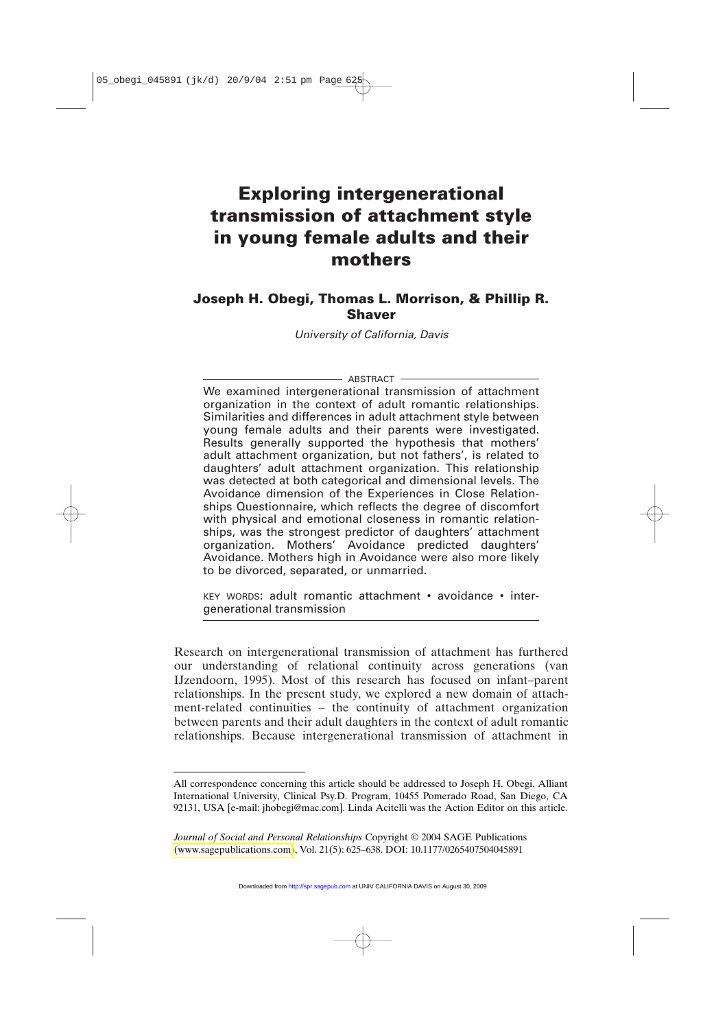# Exploring intergenerational transmission of attachment style in young female adults and their mothers

## Joseph H. Obegi, Thomas L. Morrison, & Phillip R. Shaver

*University of California, Davis*

ABSTRACT

We examined intergenerational transmission of attachment organization in the context of adult romantic relationships. Similarities and differences in adult attachment style between young female adults and their parents were investigated. Results generally supported the hypothesis that mothers' adult attachment organization, but not fathers', is related to daughters' adult attachment organization. This relationship was detected at both categorical and dimensional levels. The Avoidance dimension of the Experiences in Close Relationships Questionnaire, which reflects the degree of discomfort with physical and emotional closeness in romantic relationships, was the strongest predictor of daughters' attachment organization. Mothers' Avoidance predicted daughters' Avoidance. Mothers high in Avoidance were also more likely to be divorced, separated, or unmarried.

KEY WORDS: adult romantic attachment • avoidance • intergenerational transmission

Research on intergenerational transmission of attachment has furthered our understanding of relational continuity across generations (van IJzendoorn, 1995). Most of this research has focused on infant–parent relationships. In the present study, we explored a new domain of attachment-related continuities – the continuity of attachment organization between parents and their adult daughters in the context of adult romantic relationships. Because intergenerational transmission of attachment in

---

All correspondence concerning this article should be addressed to Joseph H. Obegi, Alliant International University, Clinical Psy.D. Program, 10455 Pomerado Road, San Diego, CA 92131, USA [e-mail: jhobegi@mac.com]. Linda Acitelli was the Action Editor on this article.

*Journal of Social and Personal Relationships* Copyright © 2004 SAGE Publications (www.sagepublications.com), Vol. 21(5): 625–638. DOI: 10.1177/0265407504045891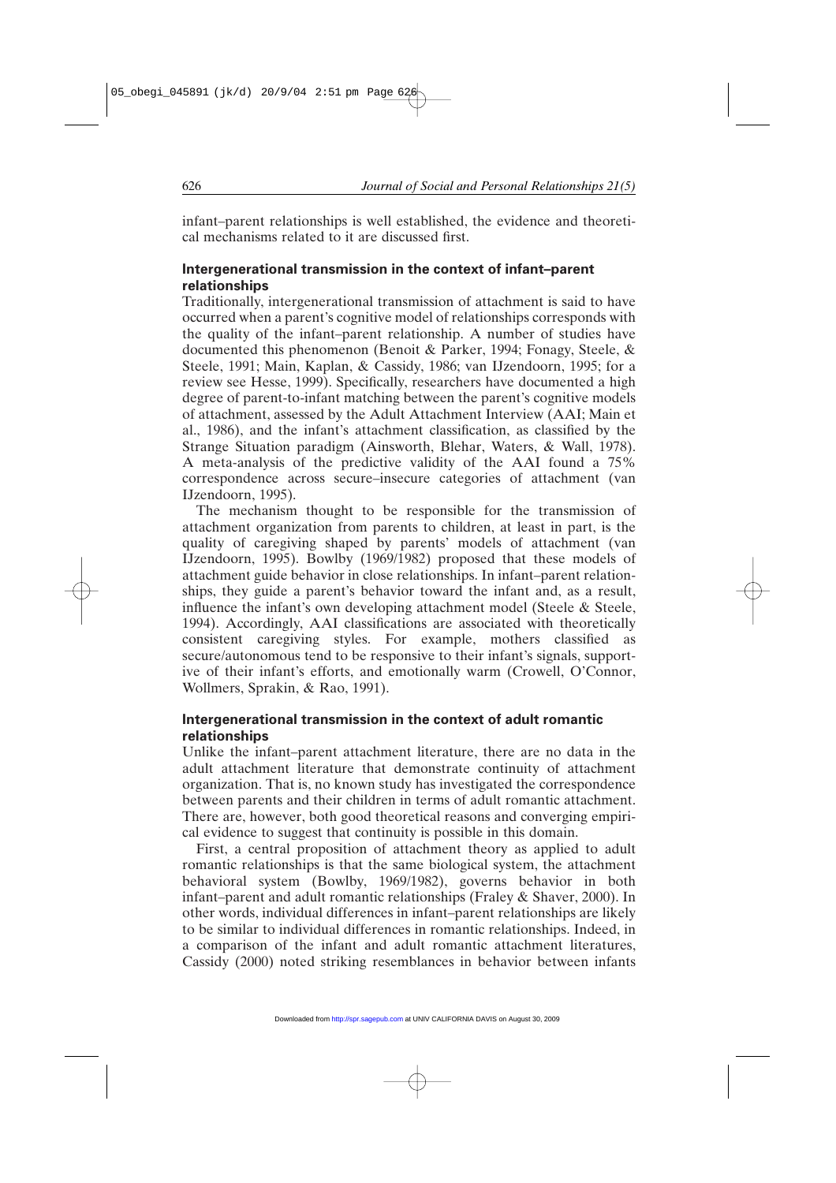infant–parent relationships is well established, the evidence and theoretical mechanisms related to it are discussed first.

### Intergenerational transmission in the context of infant–parent relationships

Traditionally, intergenerational transmission of attachment is said to have occurred when a parent's cognitive model of relationships corresponds with the quality of the infant–parent relationship. A number of studies have documented this phenomenon (Benoit & Parker, 1994; Fonagy, Steele, & Steele, 1991; Main, Kaplan, & Cassidy, 1986; van IJzendoorn, 1995; for a review see Hesse, 1999). Specifically, researchers have documented a high degree of parent-to-infant matching between the parent's cognitive models of attachment, assessed by the Adult Attachment Interview (AAI; Main et al., 1986), and the infant's attachment classification, as classified by the Strange Situation paradigm (Ainsworth, Blehar, Waters, & Wall, 1978). A meta-analysis of the predictive validity of the AAI found a 75% correspondence across secure–insecure categories of attachment (van IJzendoorn, 1995).

The mechanism thought to be responsible for the transmission of attachment organization from parents to children, at least in part, is the quality of caregiving shaped by parents' models of attachment (van IJzendoorn, 1995). Bowlby (1969/1982) proposed that these models of attachment guide behavior in close relationships. In infant–parent relationships, they guide a parent's behavior toward the infant and, as a result, influence the infant's own developing attachment model (Steele & Steele, 1994). Accordingly, AAI classifications are associated with theoretically consistent caregiving styles. For example, mothers classified as secure/autonomous tend to be responsive to their infant's signals, supportive of their infant's efforts, and emotionally warm (Crowell, O'Connor, Wollmers, Sprakin, & Rao, 1991).

### Intergenerational transmission in the context of adult romantic relationships

Unlike the infant–parent attachment literature, there are no data in the adult attachment literature that demonstrate continuity of attachment organization. That is, no known study has investigated the correspondence between parents and their children in terms of adult romantic attachment. There are, however, both good theoretical reasons and converging empirical evidence to suggest that continuity is possible in this domain.

First, a central proposition of attachment theory as applied to adult romantic relationships is that the same biological system, the attachment behavioral system (Bowlby, 1969/1982), governs behavior in both infant–parent and adult romantic relationships (Fraley & Shaver, 2000). In other words, individual differences in infant–parent relationships are likely to be similar to individual differences in romantic relationships. Indeed, in a comparison of the infant and adult romantic attachment literatures, Cassidy (2000) noted striking resemblances in behavior between infants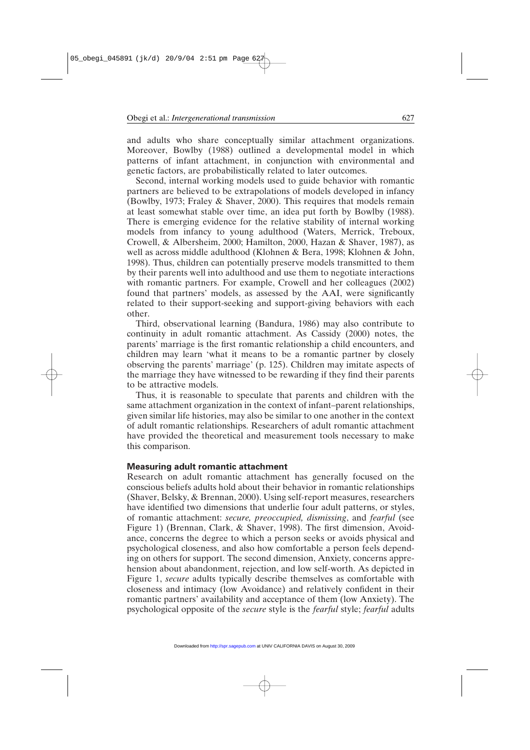and adults who share conceptually similar attachment organizations. Moreover, Bowlby (1988) outlined a developmental model in which patterns of infant attachment, in conjunction with environmental and genetic factors, are probabilistically related to later outcomes.

Second, internal working models used to guide behavior with romantic partners are believed to be extrapolations of models developed in infancy (Bowlby, 1973; Fraley & Shaver, 2000). This requires that models remain at least somewhat stable over time, an idea put forth by Bowlby (1988). There is emerging evidence for the relative stability of internal working models from infancy to young adulthood (Waters, Merrick, Treboux, Crowell, & Albersheim, 2000; Hamilton, 2000, Hazan & Shaver, 1987), as well as across middle adulthood (Klohnen & Bera, 1998; Klohnen & John, 1998). Thus, children can potentially preserve models transmitted to them by their parents well into adulthood and use them to negotiate interactions with romantic partners. For example, Crowell and her colleagues (2002) found that partners' models, as assessed by the AAI, were significantly related to their support-seeking and support-giving behaviors with each other.

Third, observational learning (Bandura, 1986) may also contribute to continuity in adult romantic attachment. As Cassidy (2000) notes, the parents' marriage is the first romantic relationship a child encounters, and children may learn 'what it means to be a romantic partner by closely observing the parents' marriage' (p. 125). Children may imitate aspects of the marriage they have witnessed to be rewarding if they find their parents to be attractive models.

Thus, it is reasonable to speculate that parents and children with the same attachment organization in the context of infant–parent relationships, given similar life histories, may also be similar to one another in the context of adult romantic relationships. Researchers of adult romantic attachment have provided the theoretical and measurement tools necessary to make this comparison.

### Measuring adult romantic attachment

Research on adult romantic attachment has generally focused on the conscious beliefs adults hold about their behavior in romantic relationships (Shaver, Belsky, & Brennan, 2000). Using self-report measures, researchers have identified two dimensions that underlie four adult patterns, or styles, of romantic attachment: *secure, preoccupied, dismissing*, and *fearful* (see Figure 1) (Brennan, Clark, & Shaver, 1998). The first dimension, Avoidance, concerns the degree to which a person seeks or avoids physical and psychological closeness, and also how comfortable a person feels depending on others for support. The second dimension, Anxiety, concerns apprehension about abandonment, rejection, and low self-worth. As depicted in Figure 1, *secure* adults typically describe themselves as comfortable with closeness and intimacy (low Avoidance) and relatively confident in their romantic partners' availability and acceptance of them (low Anxiety). The psychological opposite of the *secure* style is the *fearful* style; *fearful* adults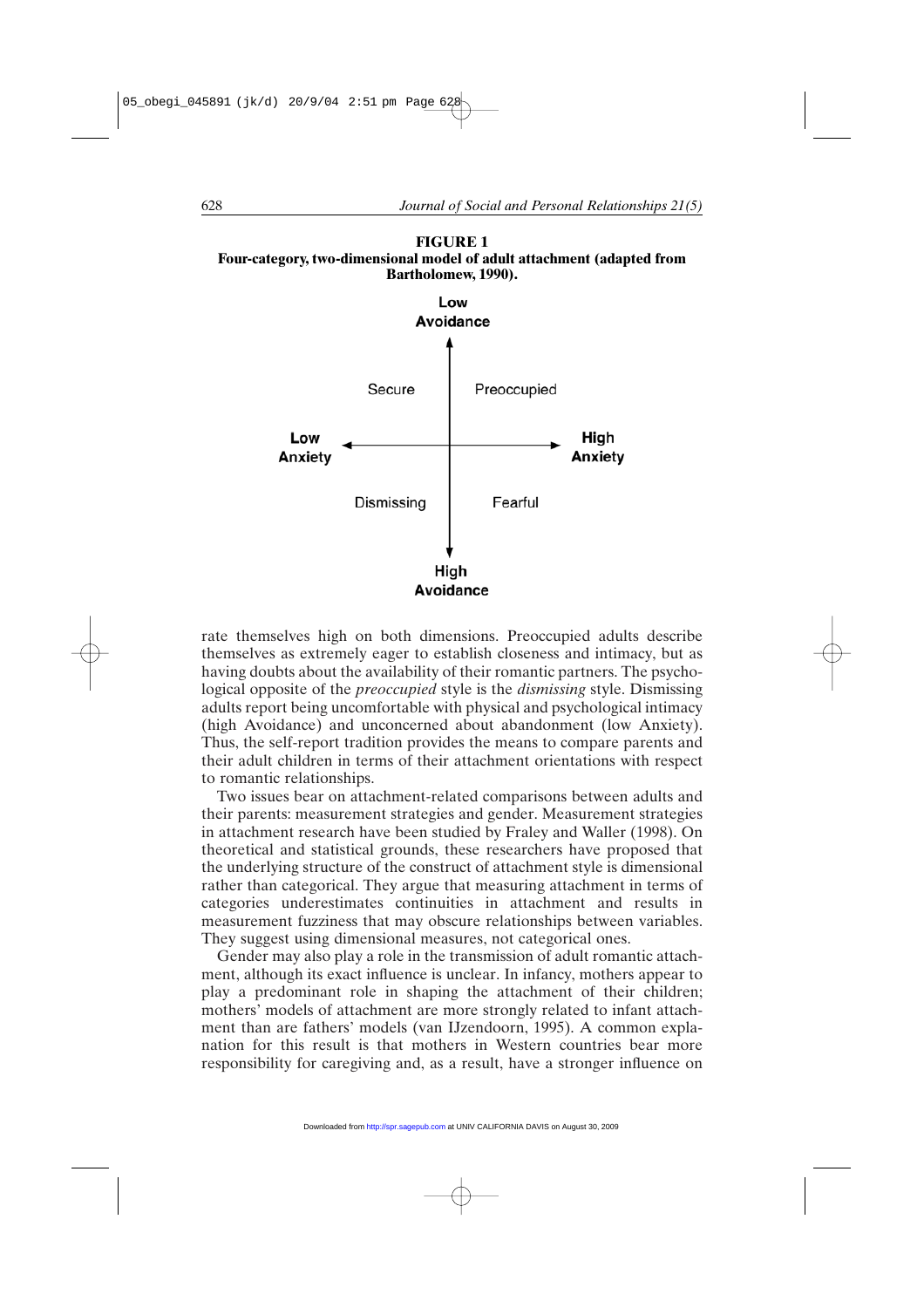**FIGURE 1**
**Four-category, two-dimensional model of adult attachment (adapted from Bartholomew, 1990).**

| | Low Avoidance | |
|---|---|---|
| | Secure | Preoccupied |
| Low Anxiety | | High Anxiety |
| | Dismissing | Fearful |
| | High Avoidance | |

rate themselves high on both dimensions. Preoccupied adults describe themselves as extremely eager to establish closeness and intimacy, but as having doubts about the availability of their romantic partners. The psychological opposite of the *preoccupied* style is the *dismissing* style. Dismissing adults report being uncomfortable with physical and psychological intimacy (high Avoidance) and unconcerned about abandonment (low Anxiety). Thus, the self-report tradition provides the means to compare parents and their adult children in terms of their attachment orientations with respect to romantic relationships.

Two issues bear on attachment-related comparisons between adults and their parents: measurement strategies and gender. Measurement strategies in attachment research have been studied by Fraley and Waller (1998). On theoretical and statistical grounds, these researchers have proposed that the underlying structure of the construct of attachment style is dimensional rather than categorical. They argue that measuring attachment in terms of categories underestimates continuities in attachment and results in measurement fuzziness that may obscure relationships between variables. They suggest using dimensional measures, not categorical ones.

Gender may also play a role in the transmission of adult romantic attachment, although its exact influence is unclear. In infancy, mothers appear to play a predominant role in shaping the attachment of their children; mothers' models of attachment are more strongly related to infant attachment than are fathers' models (van IJzendoorn, 1995). A common explanation for this result is that mothers in Western countries bear more responsibility for caregiving and, as a result, have a stronger influence on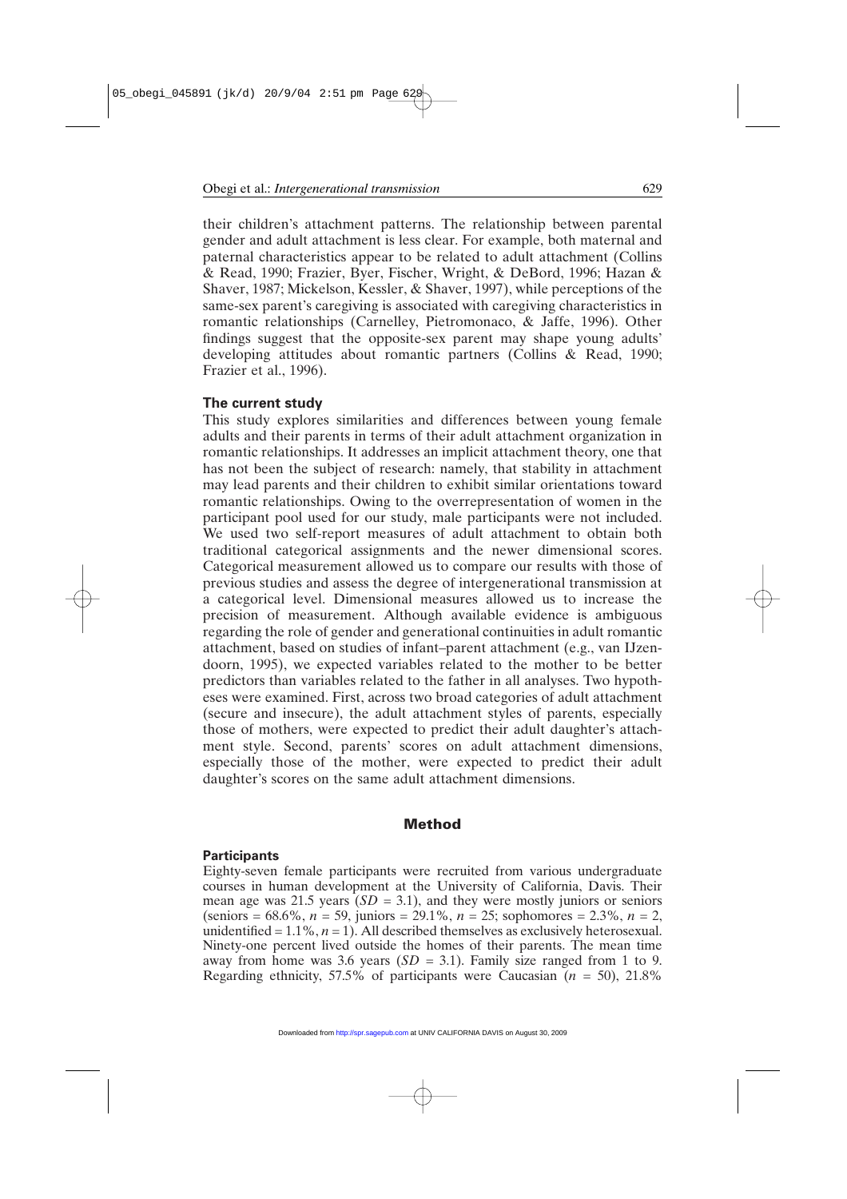their children's attachment patterns. The relationship between parental gender and adult attachment is less clear. For example, both maternal and paternal characteristics appear to be related to adult attachment (Collins & Read, 1990; Frazier, Byer, Fischer, Wright, & DeBord, 1996; Hazan & Shaver, 1987; Mickelson, Kessler, & Shaver, 1997), while perceptions of the same-sex parent's caregiving is associated with caregiving characteristics in romantic relationships (Carnelley, Pietromonaco, & Jaffe, 1996). Other findings suggest that the opposite-sex parent may shape young adults' developing attitudes about romantic partners (Collins & Read, 1990; Frazier et al., 1996).

### The current study

This study explores similarities and differences between young female adults and their parents in terms of their adult attachment organization in romantic relationships. It addresses an implicit attachment theory, one that has not been the subject of research: namely, that stability in attachment may lead parents and their children to exhibit similar orientations toward romantic relationships. Owing to the overrepresentation of women in the participant pool used for our study, male participants were not included. We used two self-report measures of adult attachment to obtain both traditional categorical assignments and the newer dimensional scores. Categorical measurement allowed us to compare our results with those of previous studies and assess the degree of intergenerational transmission at a categorical level. Dimensional measures allowed us to increase the precision of measurement. Although available evidence is ambiguous regarding the role of gender and generational continuities in adult romantic attachment, based on studies of infant–parent attachment (e.g., van IJzendoorn, 1995), we expected variables related to the mother to be better predictors than variables related to the father in all analyses. Two hypotheses were examined. First, across two broad categories of adult attachment (secure and insecure), the adult attachment styles of parents, especially those of mothers, were expected to predict their adult daughter's attachment style. Second, parents' scores on adult attachment dimensions, especially those of the mother, were expected to predict their adult daughter's scores on the same adult attachment dimensions.

## Method

### Participants

Eighty-seven female participants were recruited from various undergraduate courses in human development at the University of California, Davis. Their mean age was 21.5 years ($SD = 3.1$), and they were mostly juniors or seniors (seniors = 68.6%, $n = 59$, juniors = 29.1%, $n = 25$; sophomores = 2.3%, $n = 2$, unidentified = 1.1%, $n = 1$). All described themselves as exclusively heterosexual. Ninety-one percent lived outside the homes of their parents. The mean time away from home was 3.6 years ($SD = 3.1$). Family size ranged from 1 to 9. Regarding ethnicity, 57.5% of participants were Caucasian ($n = 50$), 21.8%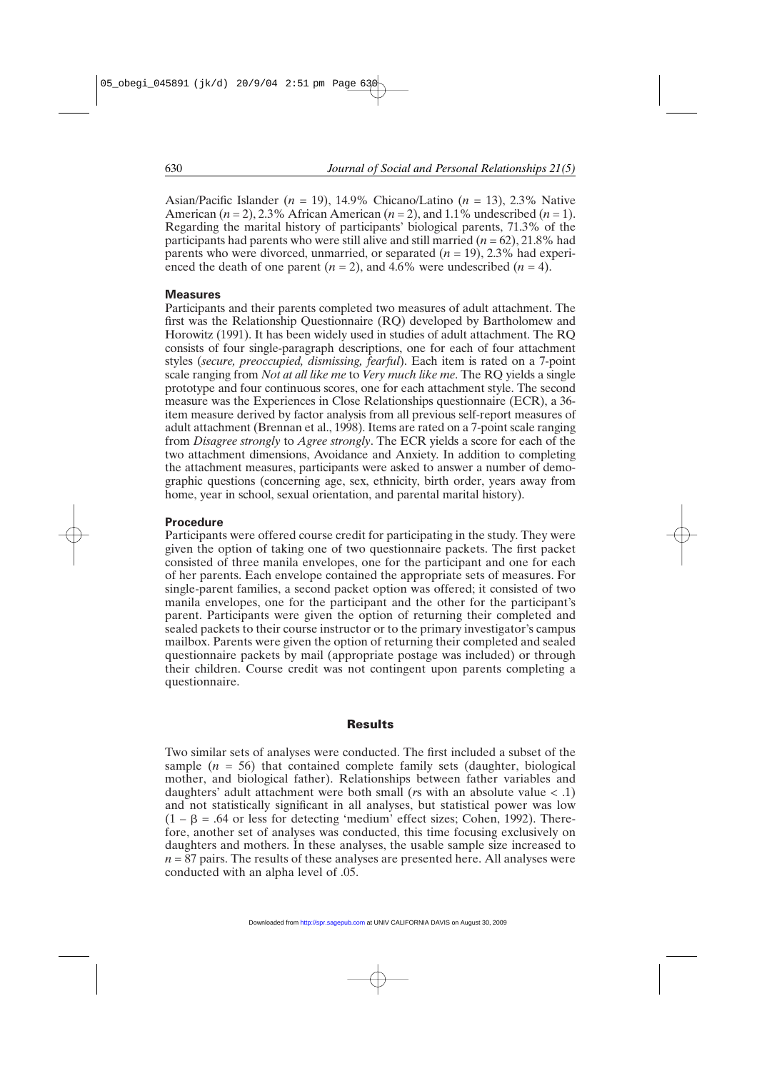Asian/Pacific Islander ($n$ = 19), 14.9% Chicano/Latino ($n$ = 13), 2.3% Native American ($n$ = 2), 2.3% African American ($n$ = 2), and 1.1% undescribed ($n$ = 1). Regarding the marital history of participants' biological parents, 71.3% of the participants had parents who were still alive and still married ($n$ = 62), 21.8% had parents who were divorced, unmarried, or separated ($n$ = 19), 2.3% had experienced the death of one parent ($n$ = 2), and 4.6% were undescribed ($n$ = 4).

### Measures

Participants and their parents completed two measures of adult attachment. The first was the Relationship Questionnaire (RQ) developed by Bartholomew and Horowitz (1991). It has been widely used in studies of adult attachment. The RQ consists of four single-paragraph descriptions, one for each of four attachment styles (*secure, preoccupied, dismissing, fearful*). Each item is rated on a 7-point scale ranging from *Not at all like me* to *Very much like me*. The RQ yields a single prototype and four continuous scores, one for each attachment style. The second measure was the Experiences in Close Relationships questionnaire (ECR), a 36-item measure derived by factor analysis from all previous self-report measures of adult attachment (Brennan et al., 1998). Items are rated on a 7-point scale ranging from *Disagree strongly* to *Agree strongly*. The ECR yields a score for each of the two attachment dimensions, Avoidance and Anxiety. In addition to completing the attachment measures, participants were asked to answer a number of demographic questions (concerning age, sex, ethnicity, birth order, years away from home, year in school, sexual orientation, and parental marital history).

### Procedure

Participants were offered course credit for participating in the study. They were given the option of taking one of two questionnaire packets. The first packet consisted of three manila envelopes, one for the participant and one for each of her parents. Each envelope contained the appropriate sets of measures. For single-parent families, a second packet option was offered; it consisted of two manila envelopes, one for the participant and the other for the participant's parent. Participants were given the option of returning their completed and sealed packets to their course instructor or to the primary investigator's campus mailbox. Parents were given the option of returning their completed and sealed questionnaire packets by mail (appropriate postage was included) or through their children. Course credit was not contingent upon parents completing a questionnaire.

## Results

Two similar sets of analyses were conducted. The first included a subset of the sample ($n$ = 56) that contained complete family sets (daughter, biological mother, and biological father). Relationships between father variables and daughters' adult attachment were both small ($r$s with an absolute value $< .1$) and not statistically significant in all analyses, but statistical power was low ($1 - \beta = .64$ or less for detecting 'medium' effect sizes; Cohen, 1992). Therefore, another set of analyses was conducted, this time focusing exclusively on daughters and mothers. In these analyses, the usable sample size increased to $n$ = 87 pairs. The results of these analyses are presented here. All analyses were conducted with an alpha level of .05.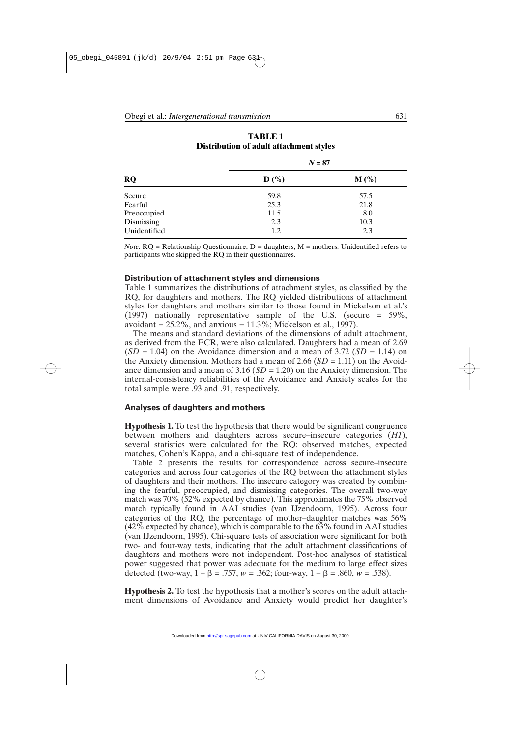**TABLE 1**
**Distribution of adult attachment styles**

| RQ | $N = 87$ | |
|---|---|---|
| | **D (%)** | **M (%)** |
| Secure | 59.8 | 57.5 |
| Fearful | 25.3 | 21.8 |
| Preoccupied | 11.5 | 8.0 |
| Dismissing | 2.3 | 10.3 |
| Unidentified | 1.2 | 2.3 |

*Note*. RQ = Relationship Questionnaire; D = daughters; M = mothers. Unidentified refers to participants who skipped the RQ in their questionnaires.

### Distribution of attachment styles and dimensions

Table 1 summarizes the distributions of attachment styles, as classified by the RQ, for daughters and mothers. The RQ yielded distributions of attachment styles for daughters and mothers similar to those found in Mickelson et al.'s (1997) nationally representative sample of the U.S. (secure = 59%, avoidant = 25.2%, and anxious = 11.3%; Mickelson et al., 1997).

The means and standard deviations of the dimensions of adult attachment, as derived from the ECR, were also calculated. Daughters had a mean of 2.69 ($SD$ = 1.04) on the Avoidance dimension and a mean of 3.72 ($SD$ = 1.14) on the Anxiety dimension. Mothers had a mean of 2.66 ($SD$ = 1.11) on the Avoidance dimension and a mean of 3.16 ($SD$ = 1.20) on the Anxiety dimension. The internal-consistency reliabilities of the Avoidance and Anxiety scales for the total sample were .93 and .91, respectively.

### Analyses of daughters and mothers

**Hypothesis 1.** To test the hypothesis that there would be significant congruence between mothers and daughters across secure–insecure categories (*H1*), several statistics were calculated for the RQ: observed matches, expected matches, Cohen's Kappa, and a chi-square test of independence.

Table 2 presents the results for correspondence across secure–insecure categories and across four categories of the RQ between the attachment styles of daughters and their mothers. The insecure category was created by combining the fearful, preoccupied, and dismissing categories. The overall two-way match was 70% (52% expected by chance). This approximates the 75% observed match typically found in AAI studies (van IJzendoorn, 1995). Across four categories of the RQ, the percentage of mother–daughter matches was 56% (42% expected by chance), which is comparable to the 63% found in AAI studies (van IJzendoorn, 1995). Chi-square tests of association were significant for both two- and four-way tests, indicating that the adult attachment classifications of daughters and mothers were not independent. Post-hoc analyses of statistical power suggested that power was adequate for the medium to large effect sizes detected (two-way, $1 - \beta = .757$, $w = .362$; four-way, $1 - \beta = .860$, $w = .538$).

**Hypothesis 2.** To test the hypothesis that a mother's scores on the adult attachment dimensions of Avoidance and Anxiety would predict her daughter's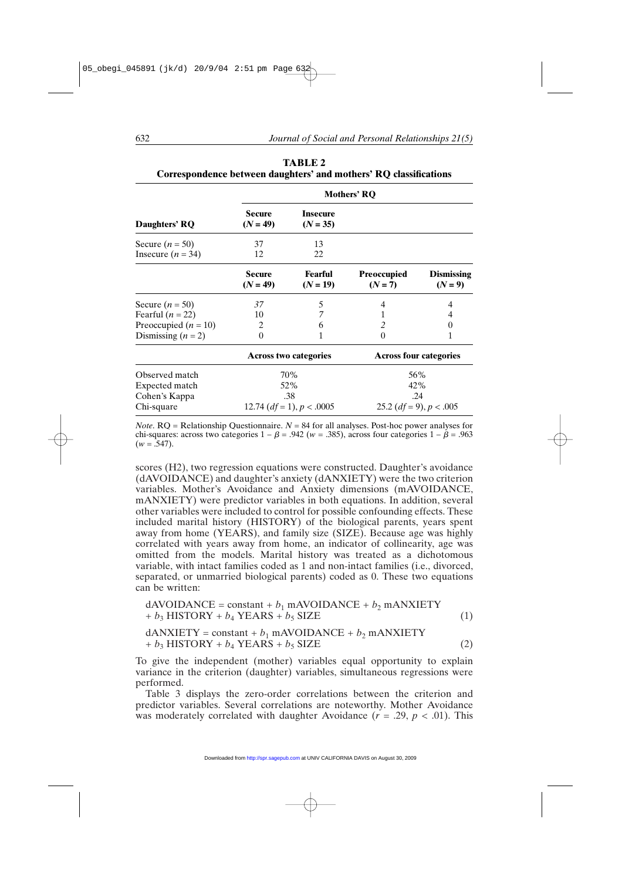**TABLE 2**
**Correspondence between daughters' and mothers' RQ classifications**

| | Mothers' RQ | | | |
|---|---|---|---|---|
| **Daughters' RQ** | **Secure ($N$ = 49)** | **Insecure ($N$ = 35)** | | |
| Secure ($n$ = 50) | 37 | 13 | | |
| Insecure ($n$ = 34) | 12 | 22 | | |
| | **Secure ($N$ = 49)** | **Fearful ($N$ = 19)** | **Preoccupied ($N$ = 7)** | **Dismissing ($N$ = 9)** |
| Secure ($n$ = 50) | *37* | 5 | 4 | 4 |
| Fearful ($n$ = 22) | 10 | *7* | 1 | 4 |
| Preoccupied ($n$ = 10) | 2 | 6 | *2* | 0 |
| Dismissing ($n$ = 2) | 0 | 1 | 0 | 1 |
| | **Across two categories** | | **Across four categories** | |
| Observed match | 70% | | 56% | |
| Expected match | 52% | | 42% | |
| Cohen's Kappa | .38 | | .24 | |
| Chi-square | 12.74 ($df$ = 1), $p$ < .0005 | | 25.2 ($df$ = 9), $p$ < .005 | |

*Note*. RQ = Relationship Questionnaire. $N$ = 84 for all analyses. Post-hoc power analyses for chi-squares: across two categories $1 - \beta = .942$ ($w$ = .385), across four categories $1 - \beta = .963$ ($w$ = .547).

scores (H2), two regression equations were constructed. Daughter's avoidance (dAVOIDANCE) and daughter's anxiety (dANXIETY) were the two criterion variables. Mother's Avoidance and Anxiety dimensions (mAVOIDANCE, mANXIETY) were predictor variables in both equations. In addition, several other variables were included to control for possible confounding effects. These included marital history (HISTORY) of the biological parents, years spent away from home (YEARS), and family size (SIZE). Because age was highly correlated with years away from home, an indicator of collinearity, age was omitted from the models. Marital history was treated as a dichotomous variable, with intact families coded as 1 and non-intact families (i.e., divorced, separated, or unmarried biological parents) coded as 0. These two equations can be written:

$$\text{dAVOIDANCE} = \text{constant} + b_1\,\text{mAVOIDANCE} + b_2\,\text{mANXIETY} + b_3\,\text{HISTORY} + b_4\,\text{YEARS} + b_5\,\text{SIZE} \quad (1)$$

$$\text{dANXIETY} = \text{constant} + b_1\,\text{mAVOIDANCE} + b_2\,\text{mANXIETY} + b_3\,\text{HISTORY} + b_4\,\text{YEARS} + b_5\,\text{SIZE} \quad (2)$$

To give the independent (mother) variables equal opportunity to explain variance in the criterion (daughter) variables, simultaneous regressions were performed.

Table 3 displays the zero-order correlations between the criterion and predictor variables. Several correlations are noteworthy. Mother Avoidance was moderately correlated with daughter Avoidance ($r$ = .29, $p$ < .01). This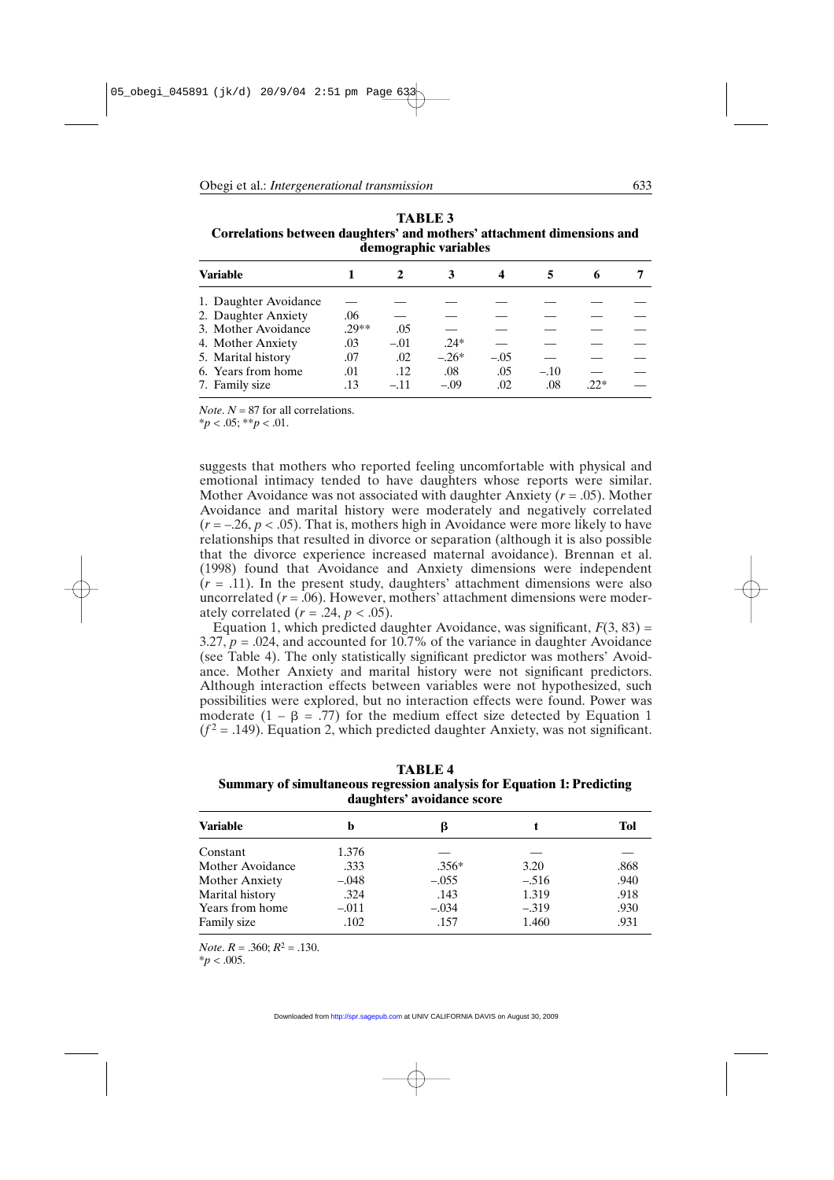**TABLE 3**
**Correlations between daughters' and mothers' attachment dimensions and demographic variables**

| Variable | 1 | 2 | 3 | 4 | 5 | 6 | 7 |
|---|---|---|---|---|---|---|---|
| 1. Daughter Avoidance | — | — | — | — | — | — | — |
| 2. Daughter Anxiety | .06 | — | — | — | — | — | — |
| 3. Mother Avoidance | .29** | .05 | — | — | — | — | — |
| 4. Mother Anxiety | .03 | –.01 | .24* | — | — | — | — |
| 5. Marital history | .07 | .02 | –.26* | –.05 | — | — | — |
| 6. Years from home | .01 | .12 | .08 | .05 | –.10 | — | — |
| 7. Family size | .13 | –.11 | –.09 | .02 | .08 | .22* | — |

*Note*. $N = 87$ for all correlations.
\*$p < .05$; \*\*$p < .01$.

suggests that mothers who reported feeling uncomfortable with physical and emotional intimacy tended to have daughters whose reports were similar. Mother Avoidance was not associated with daughter Anxiety ($r = .05$). Mother Avoidance and marital history were moderately and negatively correlated ($r = -.26$, $p < .05$). That is, mothers high in Avoidance were more likely to have relationships that resulted in divorce or separation (although it is also possible that the divorce experience increased maternal avoidance). Brennan et al. (1998) found that Avoidance and Anxiety dimensions were independent ($r = .11$). In the present study, daughters' attachment dimensions were also uncorrelated ($r = .06$). However, mothers' attachment dimensions were moderately correlated ($r = .24$, $p < .05$).

Equation 1, which predicted daughter Avoidance, was significant, $F(3, 83) = 3.27$, $p = .024$, and accounted for 10.7% of the variance in daughter Avoidance (see Table 4). The only statistically significant predictor was mothers' Avoidance. Mother Anxiety and marital history were not significant predictors. Although interaction effects between variables were not hypothesized, such possibilities were explored, but no interaction effects were found. Power was moderate ($1 - \beta = .77$) for the medium effect size detected by Equation 1 ($f^2 = .149$). Equation 2, which predicted daughter Anxiety, was not significant.

**TABLE 4**
**Summary of simultaneous regression analysis for Equation 1: Predicting daughters' avoidance score**

| Variable | b | β | t | Tol |
|---|---|---|---|---|
| Constant | 1.376 | — | — | — |
| Mother Avoidance | .333 | .356* | 3.20 | .868 |
| Mother Anxiety | –.048 | –.055 | –.516 | .940 |
| Marital history | .324 | .143 | 1.319 | .918 |
| Years from home | –.011 | –.034 | –.319 | .930 |
| Family size | .102 | .157 | 1.460 | .931 |

*Note*. $R = .360$; $R^2 = .130$.
\*$p < .005$.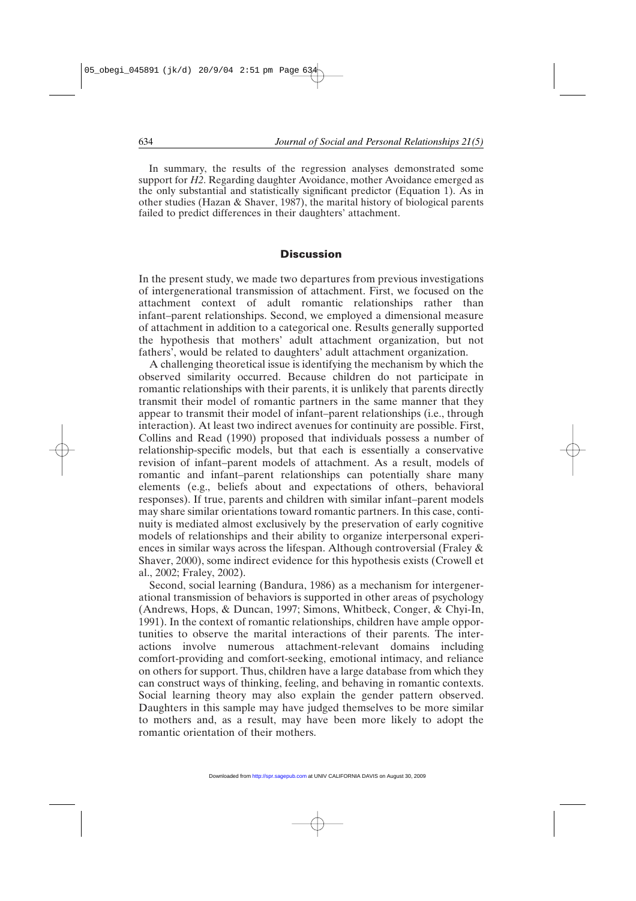In summary, the results of the regression analyses demonstrated some support for *H2*. Regarding daughter Avoidance, mother Avoidance emerged as the only substantial and statistically significant predictor (Equation 1). As in other studies (Hazan & Shaver, 1987), the marital history of biological parents failed to predict differences in their daughters' attachment.

## Discussion

In the present study, we made two departures from previous investigations of intergenerational transmission of attachment. First, we focused on the attachment context of adult romantic relationships rather than infant–parent relationships. Second, we employed a dimensional measure of attachment in addition to a categorical one. Results generally supported the hypothesis that mothers' adult attachment organization, but not fathers', would be related to daughters' adult attachment organization.

A challenging theoretical issue is identifying the mechanism by which the observed similarity occurred. Because children do not participate in romantic relationships with their parents, it is unlikely that parents directly transmit their model of romantic partners in the same manner that they appear to transmit their model of infant–parent relationships (i.e., through interaction). At least two indirect avenues for continuity are possible. First, Collins and Read (1990) proposed that individuals possess a number of relationship-specific models, but that each is essentially a conservative revision of infant–parent models of attachment. As a result, models of romantic and infant–parent relationships can potentially share many elements (e.g., beliefs about and expectations of others, behavioral responses). If true, parents and children with similar infant–parent models may share similar orientations toward romantic partners. In this case, continuity is mediated almost exclusively by the preservation of early cognitive models of relationships and their ability to organize interpersonal experiences in similar ways across the lifespan. Although controversial (Fraley & Shaver, 2000), some indirect evidence for this hypothesis exists (Crowell et al., 2002; Fraley, 2002).

Second, social learning (Bandura, 1986) as a mechanism for intergenerational transmission of behaviors is supported in other areas of psychology (Andrews, Hops, & Duncan, 1997; Simons, Whitbeck, Conger, & Chyi-In, 1991). In the context of romantic relationships, children have ample opportunities to observe the marital interactions of their parents. The interactions involve numerous attachment-relevant domains including comfort-providing and comfort-seeking, emotional intimacy, and reliance on others for support. Thus, children have a large database from which they can construct ways of thinking, feeling, and behaving in romantic contexts. Social learning theory may also explain the gender pattern observed. Daughters in this sample may have judged themselves to be more similar to mothers and, as a result, may have been more likely to adopt the romantic orientation of their mothers.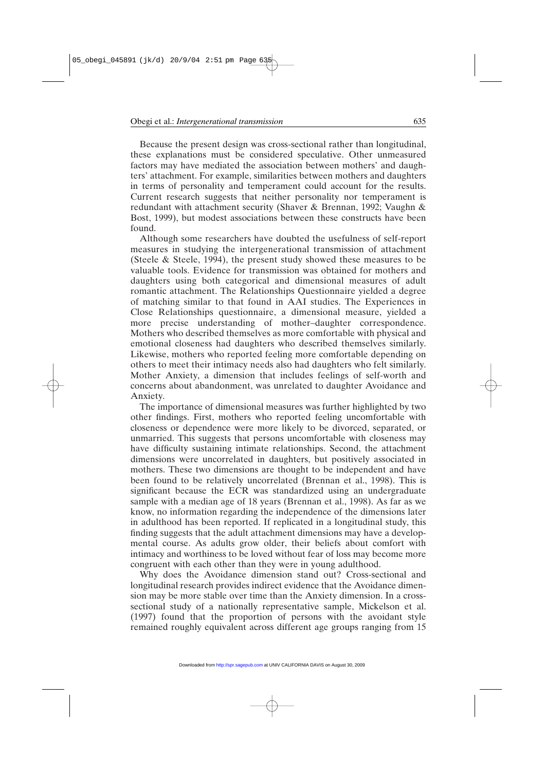Because the present design was cross-sectional rather than longitudinal, these explanations must be considered speculative. Other unmeasured factors may have mediated the association between mothers' and daughters' attachment. For example, similarities between mothers and daughters in terms of personality and temperament could account for the results. Current research suggests that neither personality nor temperament is redundant with attachment security (Shaver & Brennan, 1992; Vaughn & Bost, 1999), but modest associations between these constructs have been found.

Although some researchers have doubted the usefulness of self-report measures in studying the intergenerational transmission of attachment (Steele & Steele, 1994), the present study showed these measures to be valuable tools. Evidence for transmission was obtained for mothers and daughters using both categorical and dimensional measures of adult romantic attachment. The Relationships Questionnaire yielded a degree of matching similar to that found in AAI studies. The Experiences in Close Relationships questionnaire, a dimensional measure, yielded a more precise understanding of mother–daughter correspondence. Mothers who described themselves as more comfortable with physical and emotional closeness had daughters who described themselves similarly. Likewise, mothers who reported feeling more comfortable depending on others to meet their intimacy needs also had daughters who felt similarly. Mother Anxiety, a dimension that includes feelings of self-worth and concerns about abandonment, was unrelated to daughter Avoidance and Anxiety.

The importance of dimensional measures was further highlighted by two other findings. First, mothers who reported feeling uncomfortable with closeness or dependence were more likely to be divorced, separated, or unmarried. This suggests that persons uncomfortable with closeness may have difficulty sustaining intimate relationships. Second, the attachment dimensions were uncorrelated in daughters, but positively associated in mothers. These two dimensions are thought to be independent and have been found to be relatively uncorrelated (Brennan et al., 1998). This is significant because the ECR was standardized using an undergraduate sample with a median age of 18 years (Brennan et al., 1998). As far as we know, no information regarding the independence of the dimensions later in adulthood has been reported. If replicated in a longitudinal study, this finding suggests that the adult attachment dimensions may have a developmental course. As adults grow older, their beliefs about comfort with intimacy and worthiness to be loved without fear of loss may become more congruent with each other than they were in young adulthood.

Why does the Avoidance dimension stand out? Cross-sectional and longitudinal research provides indirect evidence that the Avoidance dimension may be more stable over time than the Anxiety dimension. In a cross-sectional study of a nationally representative sample, Mickelson et al. (1997) found that the proportion of persons with the avoidant style remained roughly equivalent across different age groups ranging from 15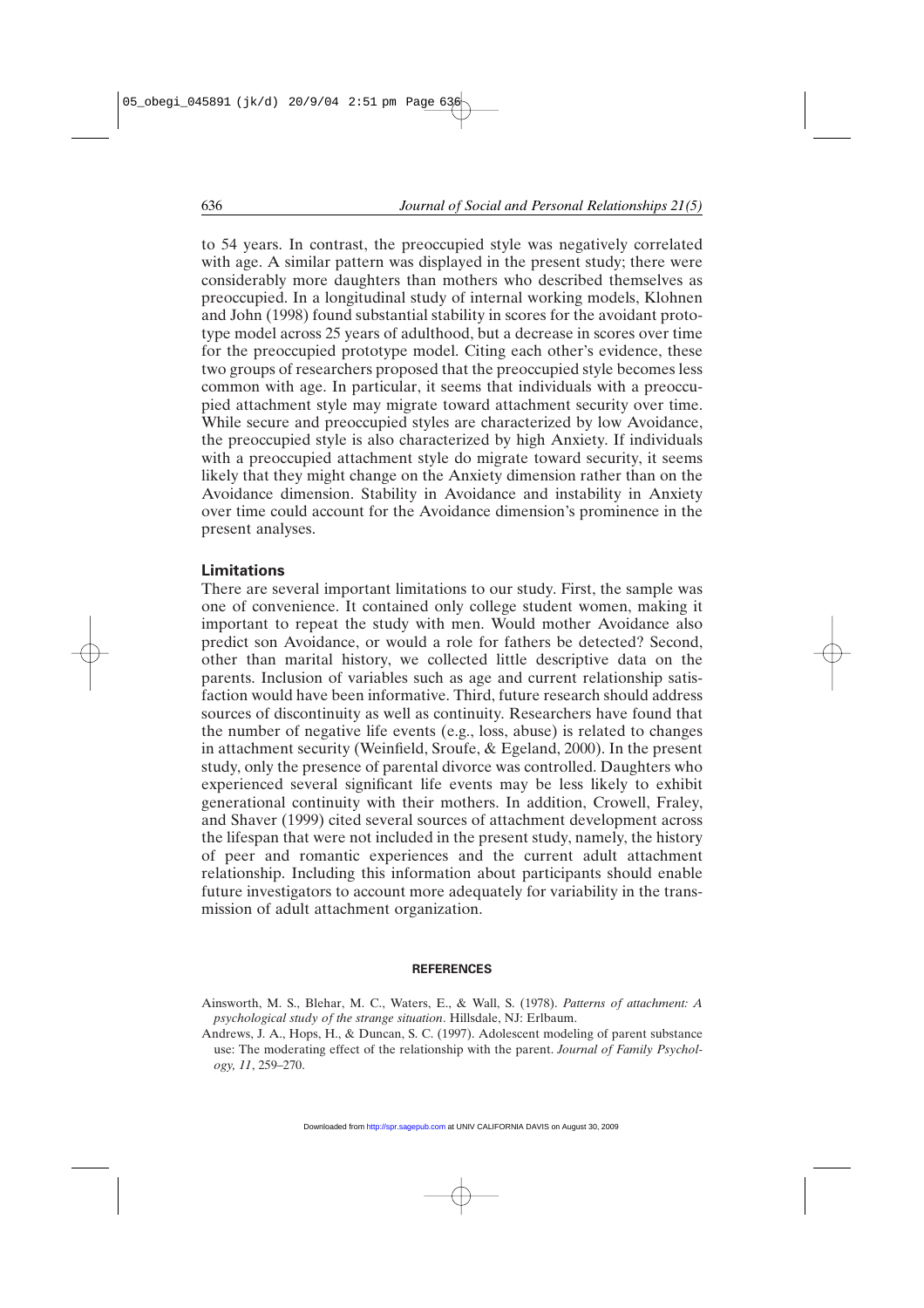to 54 years. In contrast, the preoccupied style was negatively correlated with age. A similar pattern was displayed in the present study; there were considerably more daughters than mothers who described themselves as preoccupied. In a longitudinal study of internal working models, Klohnen and John (1998) found substantial stability in scores for the avoidant prototype model across 25 years of adulthood, but a decrease in scores over time for the preoccupied prototype model. Citing each other's evidence, these two groups of researchers proposed that the preoccupied style becomes less common with age. In particular, it seems that individuals with a preoccupied attachment style may migrate toward attachment security over time. While secure and preoccupied styles are characterized by low Avoidance, the preoccupied style is also characterized by high Anxiety. If individuals with a preoccupied attachment style do migrate toward security, it seems likely that they might change on the Anxiety dimension rather than on the Avoidance dimension. Stability in Avoidance and instability in Anxiety over time could account for the Avoidance dimension's prominence in the present analyses.

## Limitations

There are several important limitations to our study. First, the sample was one of convenience. It contained only college student women, making it important to repeat the study with men. Would mother Avoidance also predict son Avoidance, or would a role for fathers be detected? Second, other than marital history, we collected little descriptive data on the parents. Inclusion of variables such as age and current relationship satisfaction would have been informative. Third, future research should address sources of discontinuity as well as continuity. Researchers have found that the number of negative life events (e.g., loss, abuse) is related to changes in attachment security (Weinfield, Sroufe, & Egeland, 2000). In the present study, only the presence of parental divorce was controlled. Daughters who experienced several significant life events may be less likely to exhibit generational continuity with their mothers. In addition, Crowell, Fraley, and Shaver (1999) cited several sources of attachment development across the lifespan that were not included in the present study, namely, the history of peer and romantic experiences and the current adult attachment relationship. Including this information about participants should enable future investigators to account more adequately for variability in the transmission of adult attachment organization.

## REFERENCES

Ainsworth, M. S., Blehar, M. C., Waters, E., & Wall, S. (1978). *Patterns of attachment: A psychological study of the strange situation*. Hillsdale, NJ: Erlbaum.

Andrews, J. A., Hops, H., & Duncan, S. C. (1997). Adolescent modeling of parent substance use: The moderating effect of the relationship with the parent. *Journal of Family Psychology, 11*, 259–270.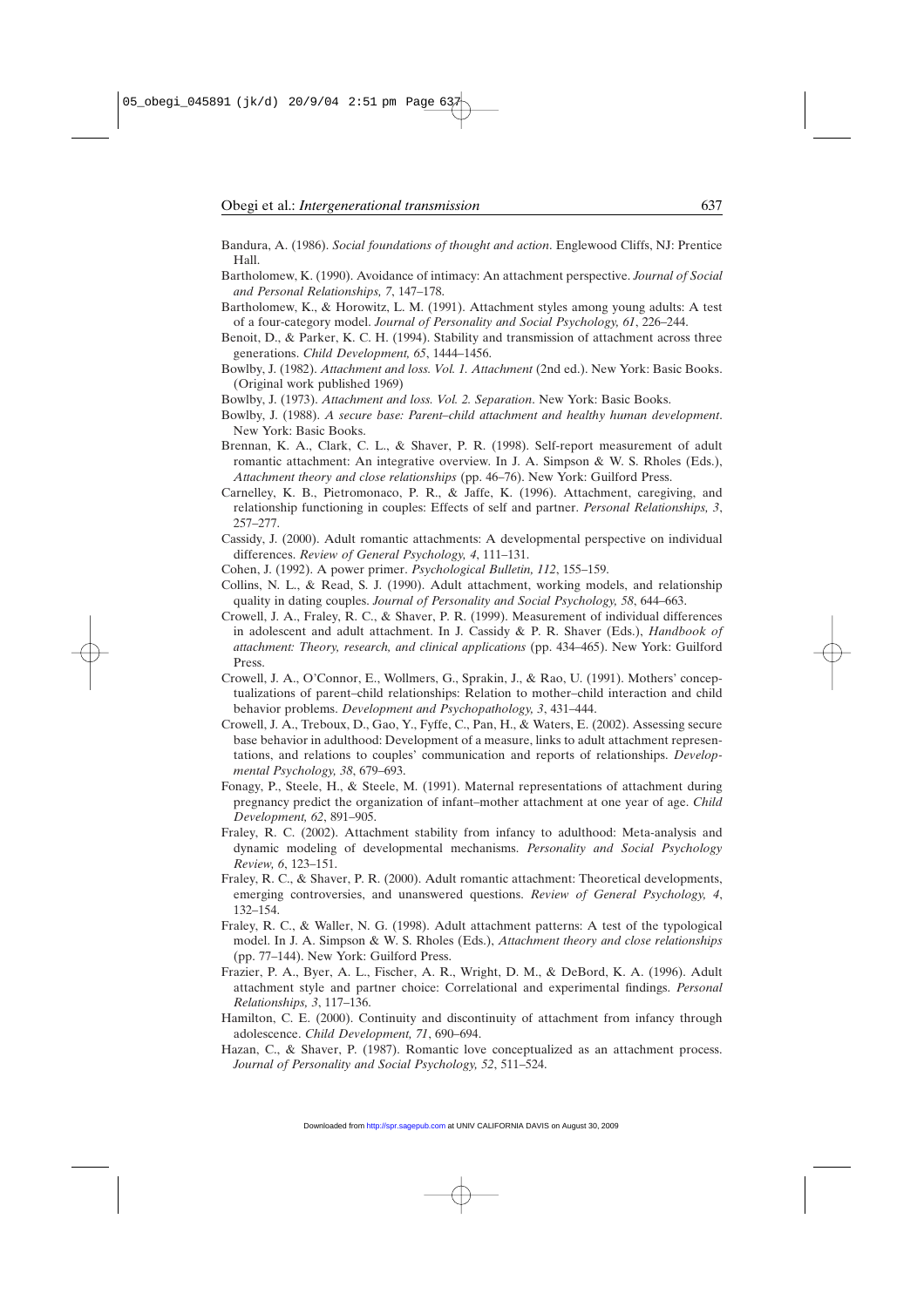Bandura, A. (1986). *Social foundations of thought and action*. Englewood Cliffs, NJ: Prentice Hall.

Bartholomew, K. (1990). Avoidance of intimacy: An attachment perspective. *Journal of Social and Personal Relationships, 7*, 147–178.

Bartholomew, K., & Horowitz, L. M. (1991). Attachment styles among young adults: A test of a four-category model. *Journal of Personality and Social Psychology, 61*, 226–244.

Benoit, D., & Parker, K. C. H. (1994). Stability and transmission of attachment across three generations. *Child Development, 65*, 1444–1456.

Bowlby, J. (1982). *Attachment and loss. Vol. 1. Attachment* (2nd ed.). New York: Basic Books. (Original work published 1969)

Bowlby, J. (1973). *Attachment and loss. Vol. 2. Separation*. New York: Basic Books.

Bowlby, J. (1988). *A secure base: Parent–child attachment and healthy human development*. New York: Basic Books.

Brennan, K. A., Clark, C. L., & Shaver, P. R. (1998). Self-report measurement of adult romantic attachment: An integrative overview. In J. A. Simpson & W. S. Rholes (Eds.), *Attachment theory and close relationships* (pp. 46–76). New York: Guilford Press.

Carnelley, K. B., Pietromonaco, P. R., & Jaffe, K. (1996). Attachment, caregiving, and relationship functioning in couples: Effects of self and partner. *Personal Relationships, 3*, 257–277.

Cassidy, J. (2000). Adult romantic attachments: A developmental perspective on individual differences. *Review of General Psychology, 4*, 111–131.

Cohen, J. (1992). A power primer. *Psychological Bulletin, 112*, 155–159.

Collins, N. L., & Read, S. J. (1990). Adult attachment, working models, and relationship quality in dating couples. *Journal of Personality and Social Psychology, 58*, 644–663.

Crowell, J. A., Fraley, R. C., & Shaver, P. R. (1999). Measurement of individual differences in adolescent and adult attachment. In J. Cassidy & P. R. Shaver (Eds.), *Handbook of attachment: Theory, research, and clinical applications* (pp. 434–465). New York: Guilford Press.

Crowell, J. A., O'Connor, E., Wollmers, G., Sprakin, J., & Rao, U. (1991). Mothers' conceptualizations of parent–child relationships: Relation to mother–child interaction and child behavior problems. *Development and Psychopathology, 3*, 431–444.

Crowell, J. A., Treboux, D., Gao, Y., Fyffe, C., Pan, H., & Waters, E. (2002). Assessing secure base behavior in adulthood: Development of a measure, links to adult attachment representations, and relations to couples' communication and reports of relationships. *Developmental Psychology, 38*, 679–693.

Fonagy, P., Steele, H., & Steele, M. (1991). Maternal representations of attachment during pregnancy predict the organization of infant–mother attachment at one year of age. *Child Development, 62*, 891–905.

Fraley, R. C. (2002). Attachment stability from infancy to adulthood: Meta-analysis and dynamic modeling of developmental mechanisms. *Personality and Social Psychology Review, 6*, 123–151.

Fraley, R. C., & Shaver, P. R. (2000). Adult romantic attachment: Theoretical developments, emerging controversies, and unanswered questions. *Review of General Psychology, 4*, 132–154.

Fraley, R. C., & Waller, N. G. (1998). Adult attachment patterns: A test of the typological model. In J. A. Simpson & W. S. Rholes (Eds.), *Attachment theory and close relationships* (pp. 77–144). New York: Guilford Press.

Frazier, P. A., Byer, A. L., Fischer, A. R., Wright, D. M., & DeBord, K. A. (1996). Adult attachment style and partner choice: Correlational and experimental findings. *Personal Relationships, 3*, 117–136.

Hamilton, C. E. (2000). Continuity and discontinuity of attachment from infancy through adolescence. *Child Development, 71*, 690–694.

Hazan, C., & Shaver, P. (1987). Romantic love conceptualized as an attachment process. *Journal of Personality and Social Psychology, 52*, 511–524.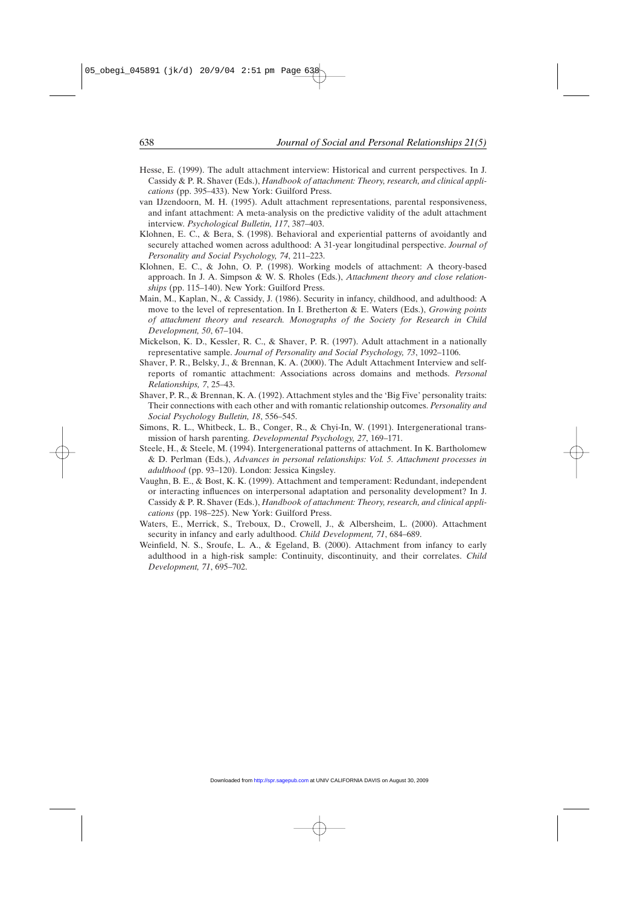Hesse, E. (1999). The adult attachment interview: Historical and current perspectives. In J. Cassidy & P. R. Shaver (Eds.), *Handbook of attachment: Theory, research, and clinical applications* (pp. 395–433). New York: Guilford Press.

van IJzendoorn, M. H. (1995). Adult attachment representations, parental responsiveness, and infant attachment: A meta-analysis on the predictive validity of the adult attachment interview. *Psychological Bulletin, 117*, 387–403.

Klohnen, E. C., & Bera, S. (1998). Behavioral and experiential patterns of avoidantly and securely attached women across adulthood: A 31-year longitudinal perspective. *Journal of Personality and Social Psychology, 74*, 211–223.

Klohnen, E. C., & John, O. P. (1998). Working models of attachment: A theory-based approach. In J. A. Simpson & W. S. Rholes (Eds.), *Attachment theory and close relationships* (pp. 115–140). New York: Guilford Press.

Main, M., Kaplan, N., & Cassidy, J. (1986). Security in infancy, childhood, and adulthood: A move to the level of representation. In I. Bretherton & E. Waters (Eds.), *Growing points of attachment theory and research. Monographs of the Society for Research in Child Development, 50*, 67–104.

Mickelson, K. D., Kessler, R. C., & Shaver, P. R. (1997). Adult attachment in a nationally representative sample. *Journal of Personality and Social Psychology, 73*, 1092–1106.

Shaver, P. R., Belsky, J., & Brennan, K. A. (2000). The Adult Attachment Interview and self-reports of romantic attachment: Associations across domains and methods. *Personal Relationships, 7*, 25–43.

Shaver, P. R., & Brennan, K. A. (1992). Attachment styles and the 'Big Five' personality traits: Their connections with each other and with romantic relationship outcomes. *Personality and Social Psychology Bulletin, 18*, 556–545.

Simons, R. L., Whitbeck, L. B., Conger, R., & Chyi-In, W. (1991). Intergenerational transmission of harsh parenting. *Developmental Psychology, 27*, 169–171.

Steele, H., & Steele, M. (1994). Intergenerational patterns of attachment. In K. Bartholomew & D. Perlman (Eds.), *Advances in personal relationships: Vol. 5. Attachment processes in adulthood* (pp. 93–120). London: Jessica Kingsley.

Vaughn, B. E., & Bost, K. K. (1999). Attachment and temperament: Redundant, independent or interacting influences on interpersonal adaptation and personality development? In J. Cassidy & P. R. Shaver (Eds.), *Handbook of attachment: Theory, research, and clinical applications* (pp. 198–225). New York: Guilford Press.

Waters, E., Merrick, S., Treboux, D., Crowell, J., & Albersheim, L. (2000). Attachment security in infancy and early adulthood. *Child Development, 71*, 684–689.

Weinfield, N. S., Sroufe, L. A., & Egeland, B. (2000). Attachment from infancy to early adulthood in a high-risk sample: Continuity, discontinuity, and their correlates. *Child Development, 71*, 695–702.